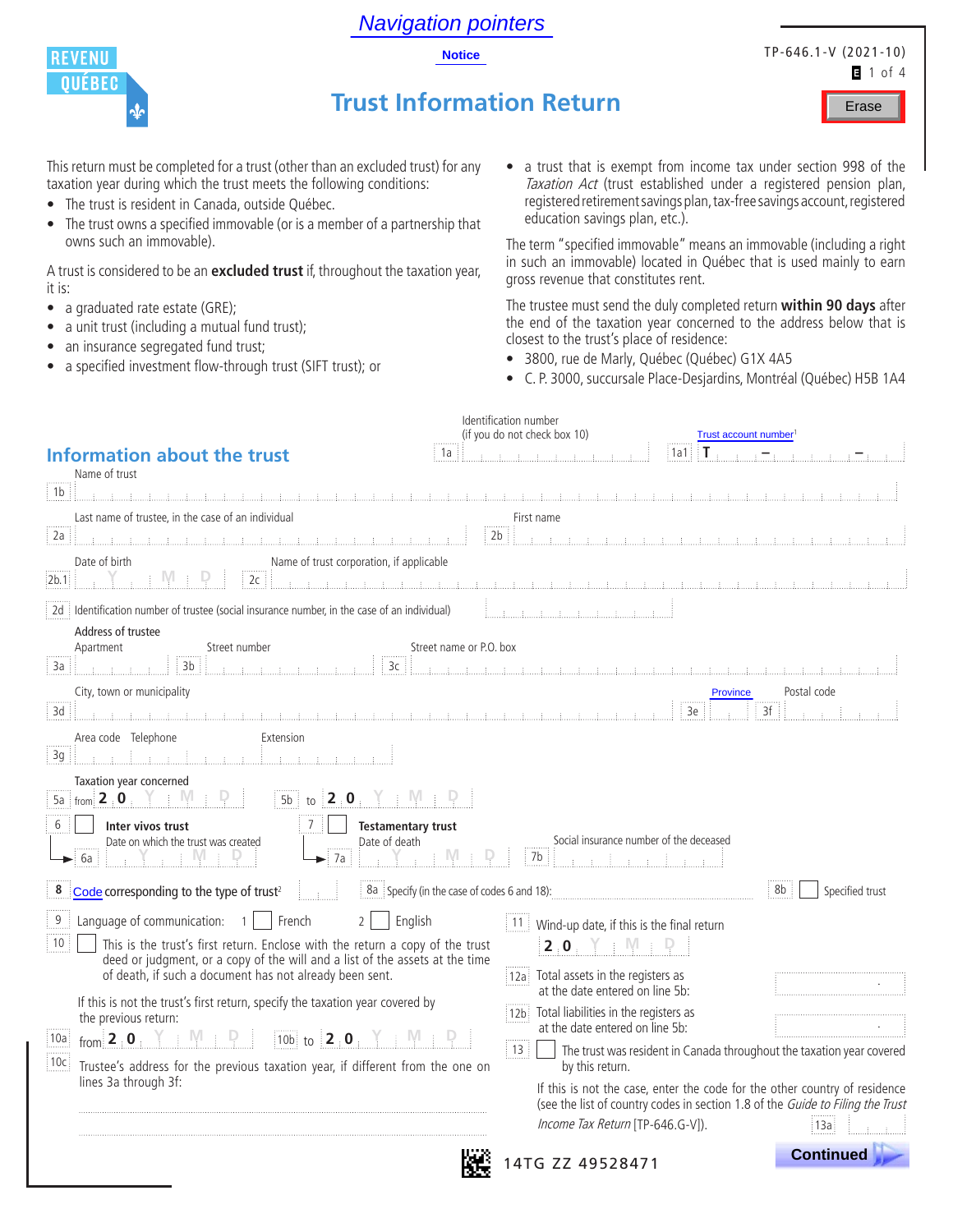Navigation pointers

Notice

TP-646.1-V (2021-10)

Erase

# Trust Information Return

This return must be completed for a trust (other than an excluded trust) for any taxation year during which the trust meets the following conditions:

- The trust is resident in Canada, outside Québec.
- The trust owns a specified immovable (or is a member of a partnership that owns such an immovable).

A trust is considered to be an **excluded trust** if, throughout the taxation year, it is:

- a graduated rate estate (GRE);
- a unit trust (including a mutual fund trust);
- an insurance segregated fund trust;
- a specified investment flow-through trust (SIFT trust); or
- a trust that is exempt from income tax under section 998 of the *Taxation Act* (trust established under a registered pension plan, registered retirement savings plan, tax-free savings account, registered education savings plan, etc.).

The term "specified immovable" means an immovable (including a right in such an immovable) located in Québec that is used mainly to earn gross revenue that constitutes rent.

The trustee must send the duly completed return **within 90 days** after the end of the taxation year concerned to the address below that is closest to the trust's place of residence:

- 3800, rue de Marly, Québec (Québec) G1X 4A5
- C. P. 3000, succursale Place-Desjardins, Montréal (Québec) H5B 1A4

## Information about the trust

1a Identification number (if you do not check box 10)

1a1 Trust account number[1] T – –

1b Name of trust

2a Last name of trustee, in the case of an individual

2b First name

2b.1 Date of birth Y M D

2c Name of trust corporation, if applicable

2d Identification number of trustee (social insurance number, in the case of an individual)

Address of trustee

3a Apartment

3b Street number

3c Street name or P.O. box

3d City, town or municipality

3e Province

3f Postal code

3g Area code Telephone Extension

Taxation year concerned

5a from 2 0 Y M D

5b to 2 0 Y M D

6 ☐ **Inter vivos trust**

6a Date on which the trust was created Y M D

7 ☐ **Testamentary trust**

7a Date of death Y M D

7b Social insurance number of the deceased

8 Code corresponding to the type of trust[2]

8a Specify (in the case of codes 6 and 18):

8b ☐ Specified trust

9 Language of communication: 1 ☐ French 2 ☐ English

10 ☐ This is the trust's first return. Enclose with the return a copy of the trust deed or judgment, or a copy of the will and a list of the assets at the time of death, if such a document has not already been sent.

If this is not the trust's first return, specify the taxation year covered by the previous return:

10a from 2 0 Y M D

10b to 2 0 Y M D

10c Trustee's address for the previous taxation year, if different from the one on lines 3a through 3f:

11 Wind-up date, if this is the final return 2 0 Y M D

12a Total assets in the registers as at the date entered on line 5b:

12b Total liabilities in the registers as at the date entered on line 5b:

13 ☐ The trust was resident in Canada throughout the taxation year covered by this return.

If this is not the case, enter the code for the other country of residence (see the list of country codes in section 1.8 of the *Guide to Filing the Trust Income Tax Return* [TP-646.G-V]).

13a

14TG ZZ 49528471

Continued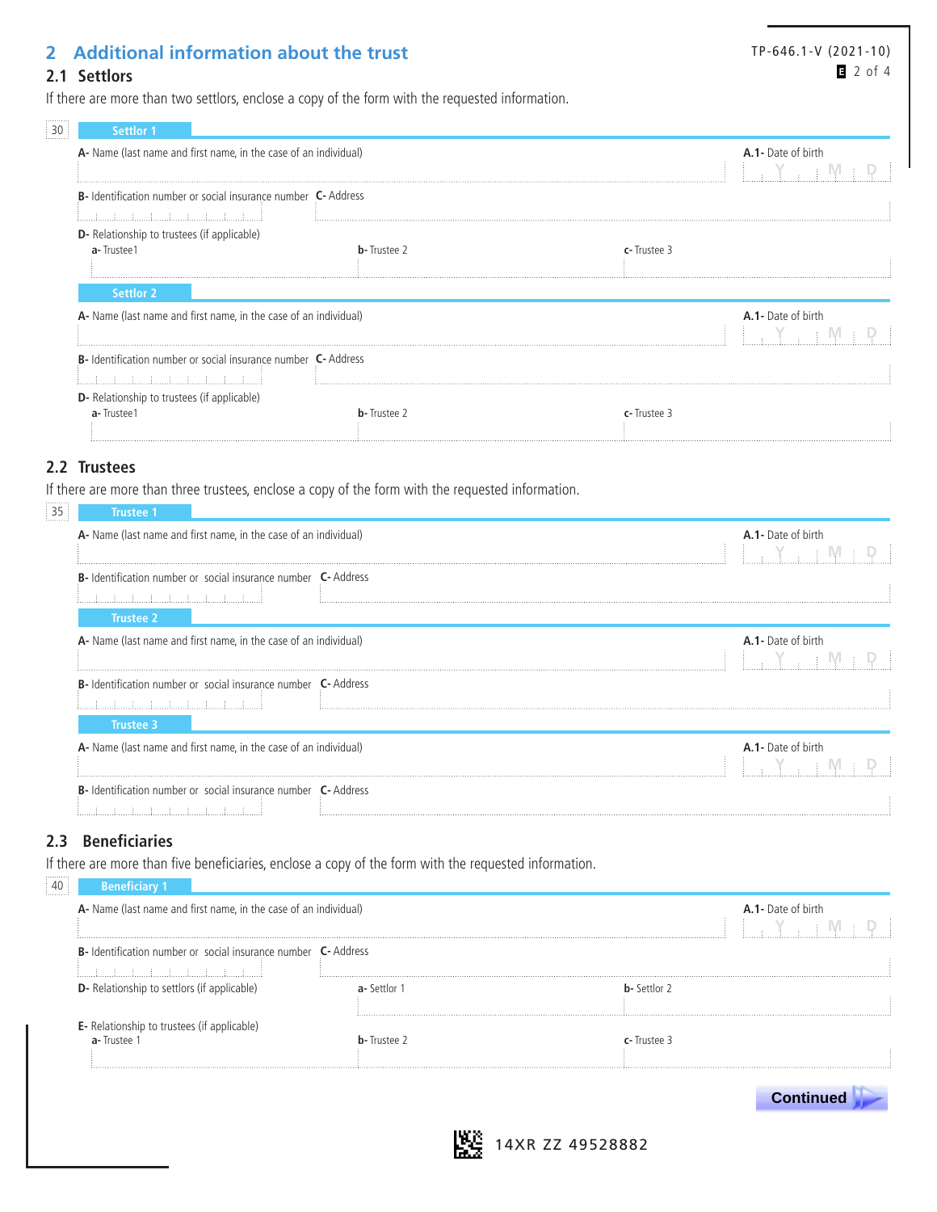## 2 Additional information about the trust

TP-646.1-V (2021-10)

### 2.1 Settlors

If there are more than two settlors, enclose a copy of the form with the requested information.

30

**Settlor 1**

**A-** Name (last name and first name, in the case of an individual)

**A.1-** Date of birth Y M D

**B-** Identification number or social insurance number

**C-** Address

**D-** Relationship to trustees (if applicable)

**a-** Trustee1 **b-** Trustee 2 **c-** Trustee 3

**Settlor 2**

**A-** Name (last name and first name, in the case of an individual)

**A.1-** Date of birth Y M D

**B-** Identification number or social insurance number

**C-** Address

**D-** Relationship to trustees (if applicable)

**a-** Trustee1 **b-** Trustee 2 **c-** Trustee 3

### 2.2 Trustees

If there are more than three trustees, enclose a copy of the form with the requested information.

35

**Trustee 1**

**A-** Name (last name and first name, in the case of an individual)

**A.1-** Date of birth Y M D

**B-** Identification number or social insurance number

**C-** Address

**Trustee 2**

**A-** Name (last name and first name, in the case of an individual)

**A.1-** Date of birth Y M D

**B-** Identification number or social insurance number

**C-** Address

**Trustee 3**

**A-** Name (last name and first name, in the case of an individual)

**A.1-** Date of birth Y M D

**B-** Identification number or social insurance number

**C-** Address

### 2.3 Beneficiaries

If there are more than five beneficiaries, enclose a copy of the form with the requested information.

40

**Beneficiary 1**

**A-** Name (last name and first name, in the case of an individual)

**A.1-** Date of birth Y M D

**B-** Identification number or social insurance number

**C-** Address

**D-** Relationship to settlors (if applicable)

**a-** Settlor 1 **b-** Settlor 2

**E-** Relationship to trustees (if applicable)

**a-** Trustee 1 **b-** Trustee 2 **c-** Trustee 3

**Continued**

14XR ZZ 49528882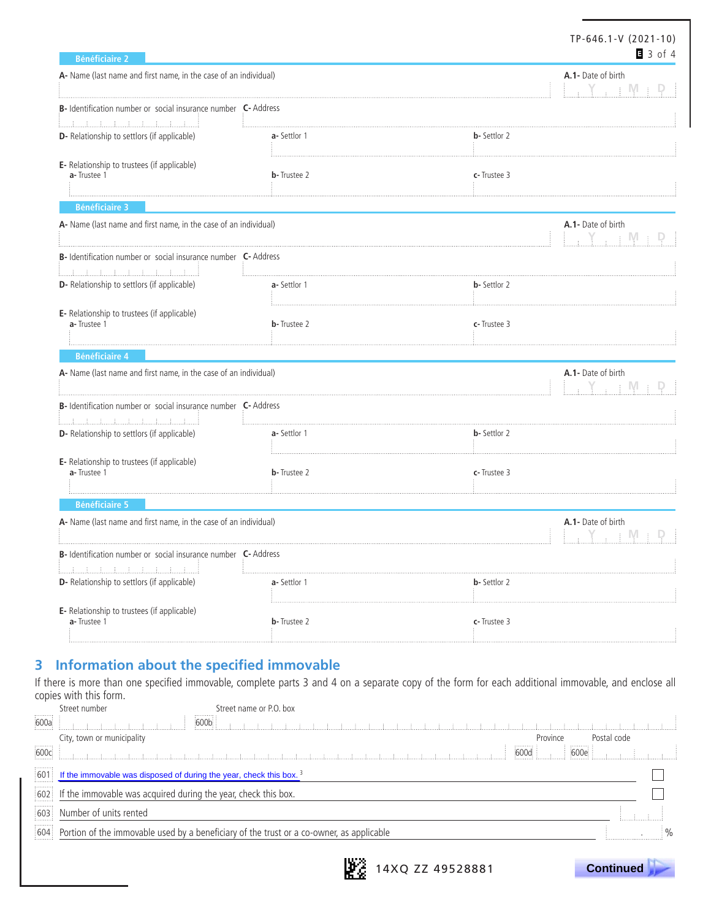### Bénéficiaire 2

A- Name (last name and first name, in the case of an individual)

A.1- Date of birth (Y M D)

B- Identification number or social insurance number

C- Address

D- Relationship to settlors (if applicable)

a- Settlor 1

b- Settlor 2

E- Relationship to trustees (if applicable)

a- Trustee 1

b- Trustee 2

c- Trustee 3

### Bénéficiaire 3

A- Name (last name and first name, in the case of an individual)

A.1- Date of birth (Y M D)

B- Identification number or social insurance number

C- Address

D- Relationship to settlors (if applicable)

a- Settlor 1

b- Settlor 2

E- Relationship to trustees (if applicable)

a- Trustee 1

b- Trustee 2

c- Trustee 3

### Bénéficiaire 4

A- Name (last name and first name, in the case of an individual)

A.1- Date of birth (Y M D)

B- Identification number or social insurance number

C- Address

D- Relationship to settlors (if applicable)

a- Settlor 1

b- Settlor 2

E- Relationship to trustees (if applicable)

a- Trustee 1

b- Trustee 2

c- Trustee 3

### Bénéficiaire 5

A- Name (last name and first name, in the case of an individual)

A.1- Date of birth (Y M D)

B- Identification number or social insurance number

C- Address

D- Relationship to settlors (if applicable)

a- Settlor 1

b- Settlor 2

E- Relationship to trustees (if applicable)

a- Trustee 1

b- Trustee 2

c- Trustee 3

## 3 Information about the specified immovable

If there is more than one specified immovable, complete parts 3 and 4 on a separate copy of the form for each additional immovable, and enclose all copies with this form.

600a Street number

600b Street name or P.O. box

600c City, town or municipality

600d Province

600e Postal code

601 If the immovable was disposed of during the year, check this box.[3] ☐

602 If the immovable was acquired during the year, check this box. ☐

603 Number of units rented

604 Portion of the immovable used by a beneficiary of the trust or a co-owner, as applicable . %

14XQ ZZ 49528881

Continued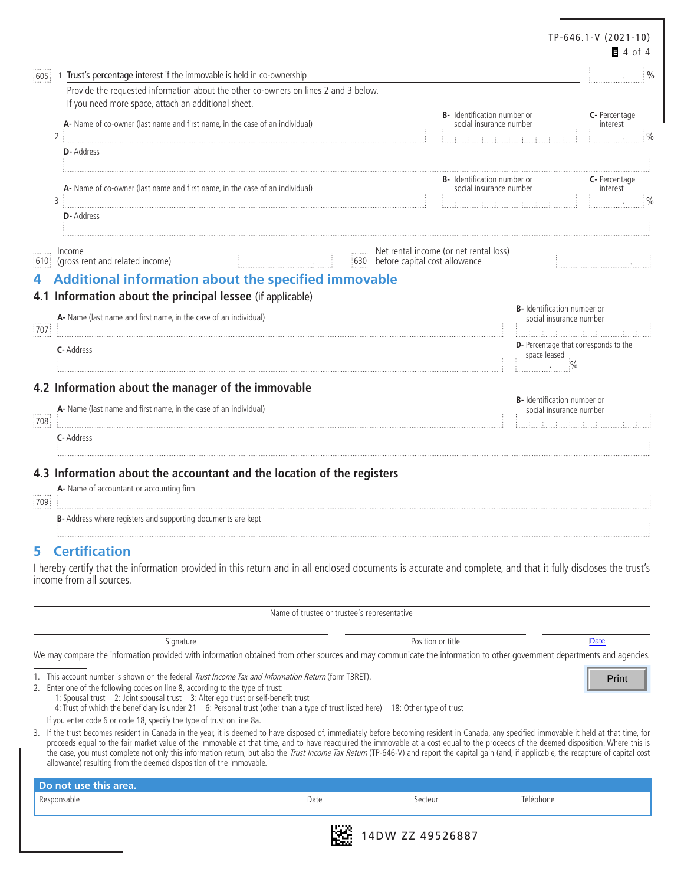605 1 Trust's percentage interest if the immovable is held in co-ownership . %

Provide the requested information about the other co-owners on lines 2 and 3 below.
If you need more space, attach an additional sheet.

| | A- Name of co-owner (last name and first name, in the case of an individual) | B- Identification number or social insurance number | C- Percentage interest |
|---|---|---|---|
| 2 | | | . % |
| | D- Address | | |
| 3 | | | . % |
| | D- Address | | |

610 Income (gross rent and related income) .

630 Net rental income (or net rental loss) before capital cost allowance .

## 4 Additional information about the specified immovable

### 4.1 Information about the principal lessee (if applicable)

707
A- Name (last name and first name, in the case of an individual)
B- Identification number or social insurance number
C- Address
D- Percentage that corresponds to the space leased . %

### 4.2 Information about the manager of the immovable

708
A- Name (last name and first name, in the case of an individual)
B- Identification number or social insurance number
C- Address

### 4.3 Information about the accountant and the location of the registers

709
A- Name of accountant or accounting firm
B- Address where registers and supporting documents are kept

## 5 Certification

I hereby certify that the information provided in this return and in all enclosed documents is accurate and complete, and that it fully discloses the trust's income from all sources.

Name of trustee or trustee's representative

Signature | Position or title | Date

We may compare the information provided with information obtained from other sources and may communicate the information to other government departments and agencies.

1. This account number is shown on the federal *Trust Income Tax and Information Return* (form T3RET).
2. Enter one of the following codes on line 8, according to the type of trust:
   1: Spousal trust 2: Joint spousal trust 3: Alter ego trust or self-benefit trust
   4: Trust of which the beneficiary is under 21 6: Personal trust (other than a type of trust listed here) 18: Other type of trust
   If you enter code 6 or code 18, specify the type of trust on line 8a.
3. If the trust becomes resident in Canada in the year, it is deemed to have disposed of, immediately before becoming resident in Canada, any specified immovable it held at that time, for proceeds equal to the fair market value of the immovable at that time, and to have reacquired the immovable at a cost equal to the proceeds of the deemed disposition. Where this is the case, you must complete not only this information return, but also the *Trust Income Tax Return* (TP-646-V) and report the capital gain (and, if applicable, the recapture of capital cost allowance) resulting from the deemed disposition of the immovable.

Print

**Do not use this area.**

| Responsable | Date | Secteur | Téléphone |
|---|---|---|---|
| | | | |

14DW ZZ 49526887